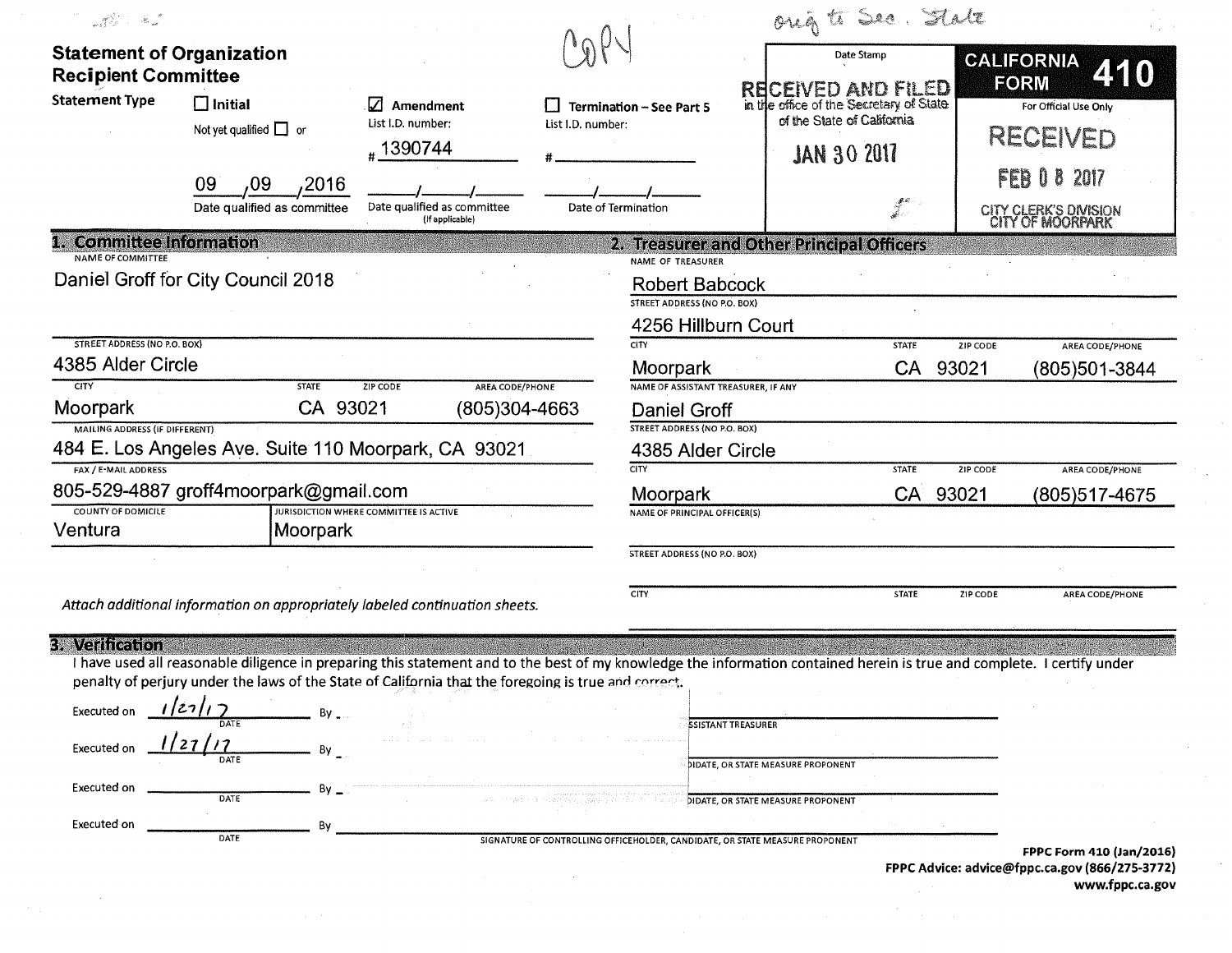orig to Sec. State

COPY

## Statement of Organization Recipient Committee

**CALIFORNIA FORM 410**

For Official Use Only

RECEIVED
FEB 08 2017
CITY CLERK'S DIVISION
CITY OF MOORPARK

Date Stamp

RECEIVED AND FILED
in the office of the Secretary of State
of the State of California
JAN 30 2017

**Statement Type**

☐ **Initial**
Not yet qualified ☐ or
09/09/2016
Date qualified as committee

☑ **Amendment**
List I.D. number:
# 1390744
___/___/___
Date qualified as committee (If applicable)

☐ **Termination – See Part 5**
List I.D. number:
# ________
___/___/___
Date of Termination

### 1. Committee Information

NAME OF COMMITTEE
Daniel Groff for City Council 2018

STREET ADDRESS (NO P.O. BOX)
4385 Alder Circle

| CITY | STATE | ZIP CODE | AREA CODE/PHONE |
|---|---|---|---|
| Moorpark | CA | 93021 | (805)304-4663 |

MAILING ADDRESS (IF DIFFERENT)
484 E. Los Angeles Ave. Suite 110 Moorpark, CA 93021

FAX / E-MAIL ADDRESS
805-529-4887 groff4moorpark@gmail.com

| COUNTY OF DOMICILE | JURISDICTION WHERE COMMITTEE IS ACTIVE |
|---|---|
| Ventura | Moorpark |

*Attach additional information on appropriately labeled continuation sheets.*

### 2. Treasurer and Other Principal Officers

NAME OF TREASURER
Robert Babcock

STREET ADDRESS (NO P.O. BOX)
4256 Hillburn Court

| CITY | STATE | ZIP CODE | AREA CODE/PHONE |
|---|---|---|---|
| Moorpark | CA | 93021 | (805)501-3844 |

NAME OF ASSISTANT TREASURER, IF ANY
Daniel Groff

STREET ADDRESS (NO P.O. BOX)
4385 Alder Circle

| CITY | STATE | ZIP CODE | AREA CODE/PHONE |
|---|---|---|---|
| Moorpark | CA | 93021 | (805)517-4675 |

NAME OF PRINCIPAL OFFICER(S)

STREET ADDRESS (NO P.O. BOX)

| CITY | STATE | ZIP CODE | AREA CODE/PHONE |
|---|---|---|---|
| | | | |

### 3. Verification

I have used all reasonable diligence in preparing this statement and to the best of my knowledge the information contained herein is true and complete. I certify under penalty of perjury under the laws of the State of California that the foregoing is true and correct.

Executed on 1/27/17 By ________ ASSISTANT TREASURER
DATE

Executed on 1/27/17 By ________ CANDIDATE, OR STATE MEASURE PROPONENT
DATE

Executed on ________ By ________ CANDIDATE, OR STATE MEASURE PROPONENT
DATE

Executed on ________ By ________
DATE
SIGNATURE OF CONTROLLING OFFICEHOLDER, CANDIDATE, OR STATE MEASURE PROPONENT

**FPPC Form 410 (Jan/2016)**
**FPPC Advice: advice@fppc.ca.gov (866/275-3772)**
**www.fppc.ca.gov**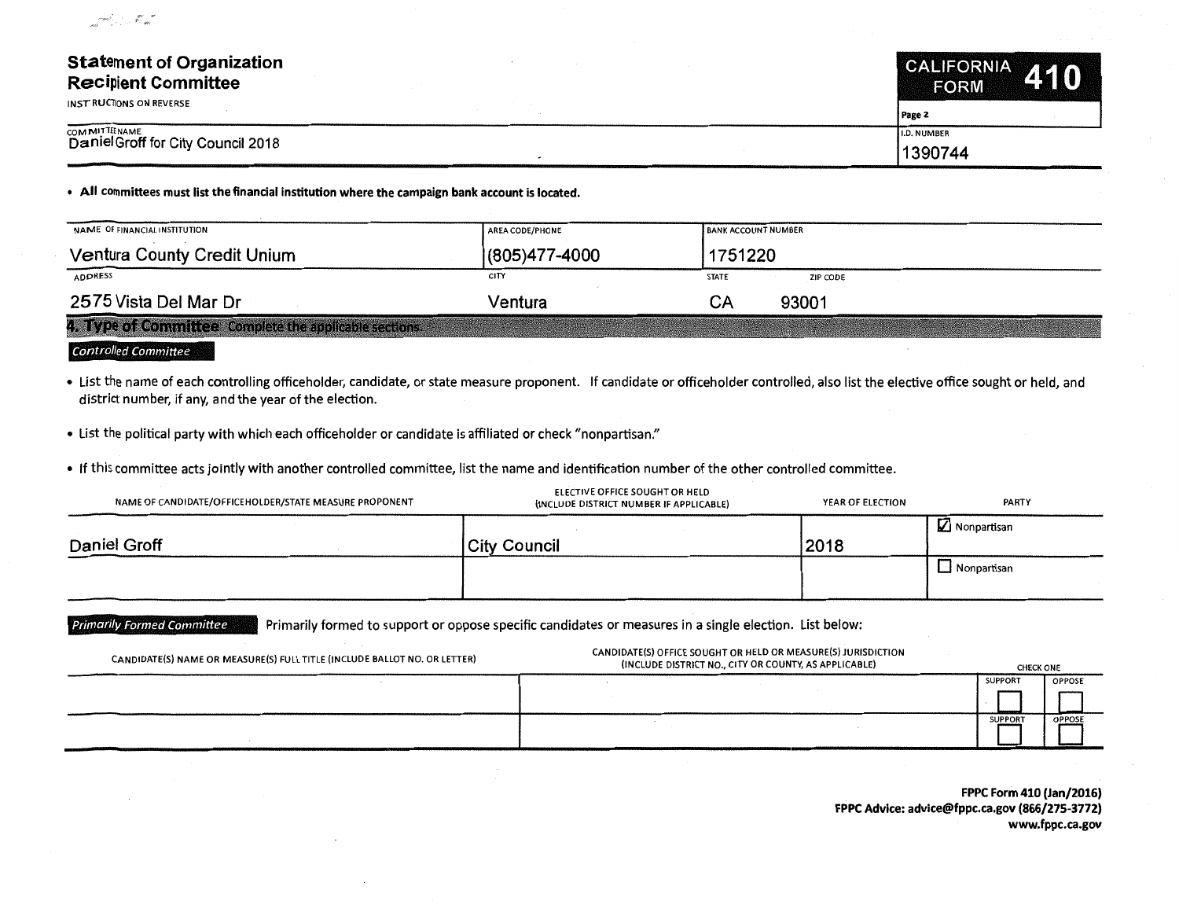# Statement of Organization
## Recipient Committee

INSTRUCTIONS ON REVERSE

**CALIFORNIA FORM 410**

Page 2

| COMMITTEE NAME | I.D. NUMBER |
|---|---|
| Daniel Groff for City Council 2018 | 1390744 |

- **All committees must list the financial institution where the campaign bank account is located.**

| NAME OF FINANCIAL INSTITUTION | AREA CODE/PHONE | BANK ACCOUNT NUMBER | |
|---|---|---|---|
| Ventura County Credit Unium | (805)477-4000 | 1751220 | |
| **ADDRESS** | **CITY** | **STATE** | **ZIP CODE** |
| 2575 Vista Del Mar Dr | Ventura | CA | 93001 |

## 4. Type of Committee Complete the applicable sections.

### *Controlled Committee*

- List the name of each controlling officeholder, candidate, or state measure proponent. If candidate or officeholder controlled, also list the elective office sought or held, and district number, if any, and the year of the election.
- List the political party with which each officeholder or candidate is affiliated or check "nonpartisan."
- If this committee acts jointly with another controlled committee, list the name and identification number of the other controlled committee.

| NAME OF CANDIDATE/OFFICEHOLDER/STATE MEASURE PROPONENT | ELECTIVE OFFICE SOUGHT OR HELD (INCLUDE DISTRICT NUMBER IF APPLICABLE) | YEAR OF ELECTION | PARTY |
|---|---|---|---|
| Daniel Groff | City Council | 2018 | ☑ Nonpartisan |
| | | | ☐ Nonpartisan |

### *Primarily Formed Committee*

Primarily formed to support or oppose specific candidates or measures in a single election. List below:

| CANDIDATE(S) NAME OR MEASURE(S) FULL TITLE (INCLUDE BALLOT NO. OR LETTER) | CANDIDATE(S) OFFICE SOUGHT OR HELD OR MEASURE(S) JURISDICTION (INCLUDE DISTRICT NO., CITY OR COUNTY, AS APPLICABLE) | CHECK ONE: SUPPORT | CHECK ONE: OPPOSE |
|---|---|---|---|
| | | ☐ | ☐ |
| | | ☐ | ☐ |

**FPPC Form 410 (Jan/2016)**
**FPPC Advice: advice@fppc.ca.gov (866/275-3772)**
**www.fppc.ca.gov**